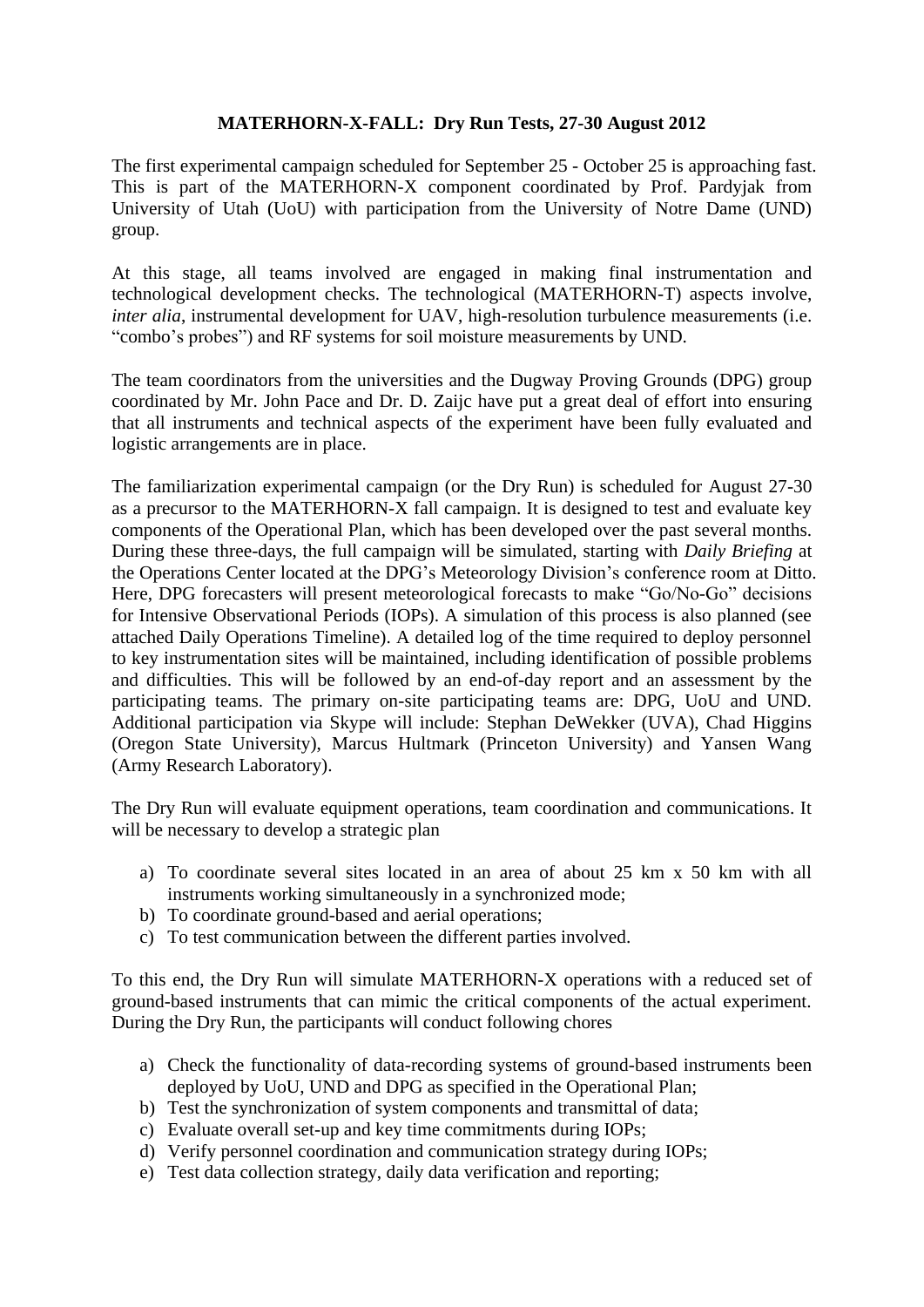**MATERHORN-X-FALL: Dry Run Tests, 27-30 August 2012**

The first experimental campaign scheduled for September 25 - October 25 is approaching fast. This is part of the MATERHORN-X component coordinated by Prof. Pardyjak from University of Utah (UoU) with participation from the University of Notre Dame (UND) group.

At this stage, all teams involved are engaged in making final instrumentation and technological development checks. The technological (MATERHORN-T) aspects involve, *inter alia*, instrumental development for UAV, high-resolution turbulence measurements (i.e. "combo's probes") and RF systems for soil moisture measurements by UND.

The team coordinators from the universities and the Dugway Proving Grounds (DPG) group coordinated by Mr. John Pace and Dr. D. Zaijc have put a great deal of effort into ensuring that all instruments and technical aspects of the experiment have been fully evaluated and logistic arrangements are in place.

The familiarization experimental campaign (or the Dry Run) is scheduled for August 27-30 as a precursor to the MATERHORN-X fall campaign. It is designed to test and evaluate key components of the Operational Plan, which has been developed over the past several months. During these three-days, the full campaign will be simulated, starting with *Daily Briefing* at the Operations Center located at the DPG's Meteorology Division's conference room at Ditto. Here, DPG forecasters will present meteorological forecasts to make "Go/No-Go" decisions for Intensive Observational Periods (IOPs). A simulation of this process is also planned (see attached Daily Operations Timeline). A detailed log of the time required to deploy personnel to key instrumentation sites will be maintained, including identification of possible problems and difficulties. This will be followed by an end-of-day report and an assessment by the participating teams. The primary on-site participating teams are: DPG, UoU and UND. Additional participation via Skype will include: Stephan DeWekker (UVA), Chad Higgins (Oregon State University), Marcus Hultmark (Princeton University) and Yansen Wang (Army Research Laboratory).

The Dry Run will evaluate equipment operations, team coordination and communications. It will be necessary to develop a strategic plan

a) To coordinate several sites located in an area of about 25 km x 50 km with all instruments working simultaneously in a synchronized mode;
b) To coordinate ground-based and aerial operations;
c) To test communication between the different parties involved.

To this end, the Dry Run will simulate MATERHORN-X operations with a reduced set of ground-based instruments that can mimic the critical components of the actual experiment. During the Dry Run, the participants will conduct following chores

a) Check the functionality of data-recording systems of ground-based instruments been deployed by UoU, UND and DPG as specified in the Operational Plan;
b) Test the synchronization of system components and transmittal of data;
c) Evaluate overall set-up and key time commitments during IOPs;
d) Verify personnel coordination and communication strategy during IOPs;
e) Test data collection strategy, daily data verification and reporting;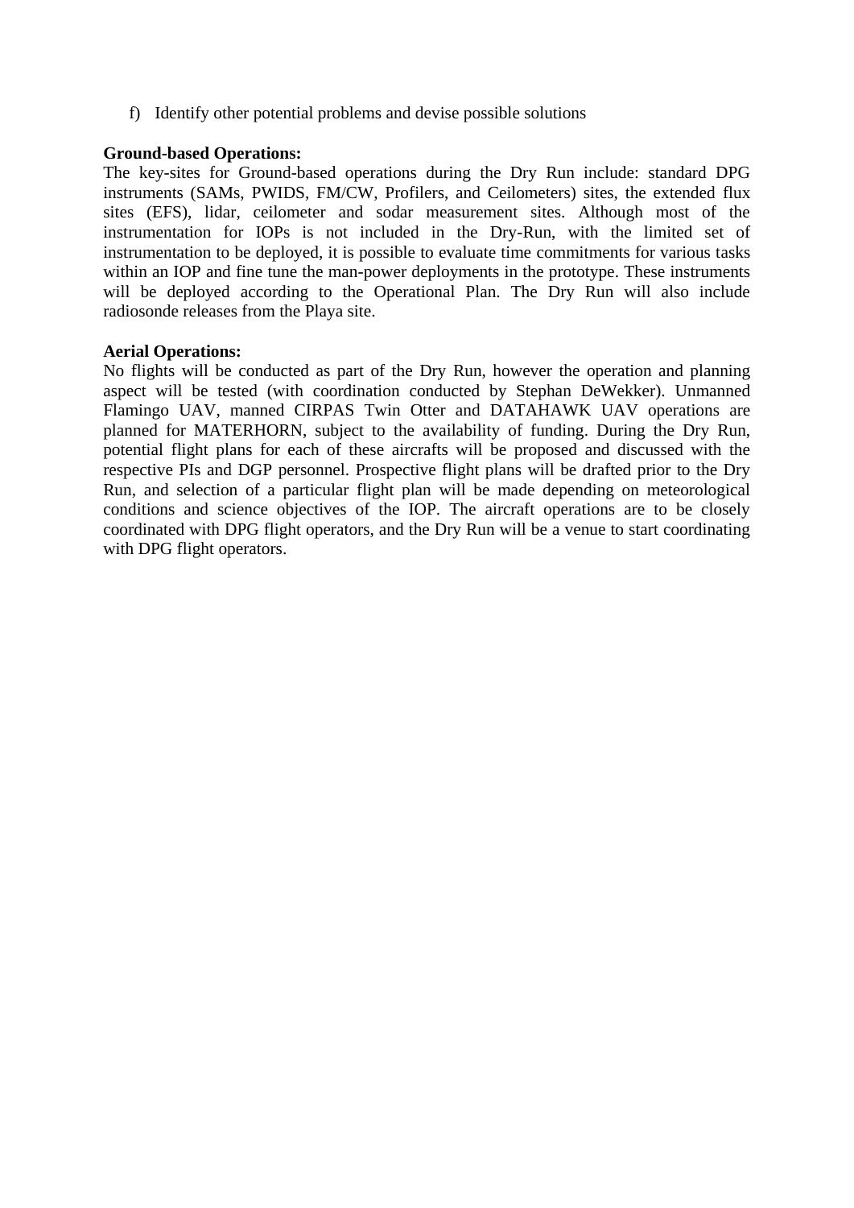f) Identify other potential problems and devise possible solutions

**Ground-based Operations:**
The key-sites for Ground-based operations during the Dry Run include: standard DPG instruments (SAMs, PWIDS, FM/CW, Profilers, and Ceilometers) sites, the extended flux sites (EFS), lidar, ceilometer and sodar measurement sites. Although most of the instrumentation for IOPs is not included in the Dry-Run, with the limited set of instrumentation to be deployed, it is possible to evaluate time commitments for various tasks within an IOP and fine tune the man-power deployments in the prototype. These instruments will be deployed according to the Operational Plan. The Dry Run will also include radiosonde releases from the Playa site.

**Aerial Operations:**
No flights will be conducted as part of the Dry Run, however the operation and planning aspect will be tested (with coordination conducted by Stephan DeWekker). Unmanned Flamingo UAV, manned CIRPAS Twin Otter and DATAHAWK UAV operations are planned for MATERHORN, subject to the availability of funding. During the Dry Run, potential flight plans for each of these aircrafts will be proposed and discussed with the respective PIs and DGP personnel. Prospective flight plans will be drafted prior to the Dry Run, and selection of a particular flight plan will be made depending on meteorological conditions and science objectives of the IOP. The aircraft operations are to be closely coordinated with DPG flight operators, and the Dry Run will be a venue to start coordinating with DPG flight operators.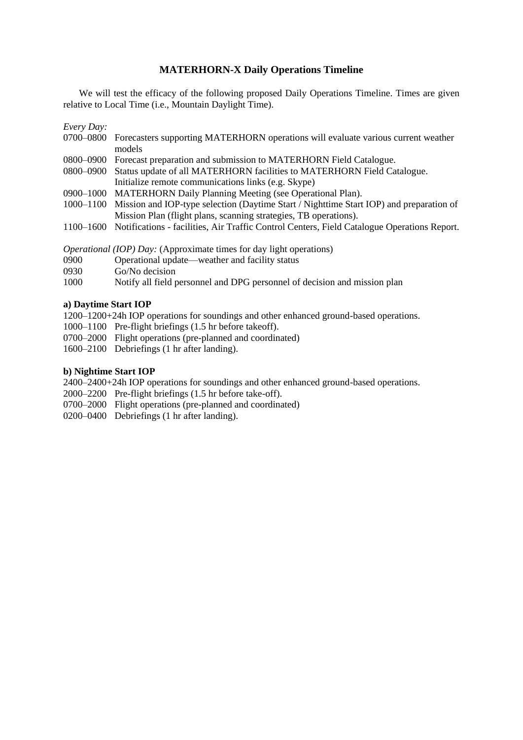## MATERHORN-X Daily Operations Timeline

We will test the efficacy of the following proposed Daily Operations Timeline. Times are given relative to Local Time (i.e., Mountain Daylight Time).

*Every Day:*

| | |
|---|---|
| 0700–0800 | Forecasters supporting MATERHORN operations will evaluate various current weather models |
| 0800–0900 | Forecast preparation and submission to MATERHORN Field Catalogue. |
| 0800–0900 | Status update of all MATERHORN facilities to MATERHORN Field Catalogue. Initialize remote communications links (e.g. Skype) |
| 0900–1000 | MATERHORN Daily Planning Meeting (see Operational Plan). |
| 1000–1100 | Mission and IOP-type selection (Daytime Start / Nighttime Start IOP) and preparation of Mission Plan (flight plans, scanning strategies, TB operations). |
| 1100–1600 | Notifications - facilities, Air Traffic Control Centers, Field Catalogue Operations Report. |

*Operational (IOP) Day:* (Approximate times for day light operations)

| | |
|---|---|
| 0900 | Operational update—weather and facility status |
| 0930 | Go/No decision |
| 1000 | Notify all field personnel and DPG personnel of decision and mission plan |

**a) Daytime Start IOP**

1200–1200+24h IOP operations for soundings and other enhanced ground-based operations.
1000–1100 Pre-flight briefings (1.5 hr before takeoff).
0700–2000 Flight operations (pre-planned and coordinated)
1600–2100 Debriefings (1 hr after landing).

**b) Nightime Start IOP**

2400–2400+24h IOP operations for soundings and other enhanced ground-based operations.
2000–2200 Pre-flight briefings (1.5 hr before take-off).
0700–2000 Flight operations (pre-planned and coordinated)
0200–0400 Debriefings (1 hr after landing).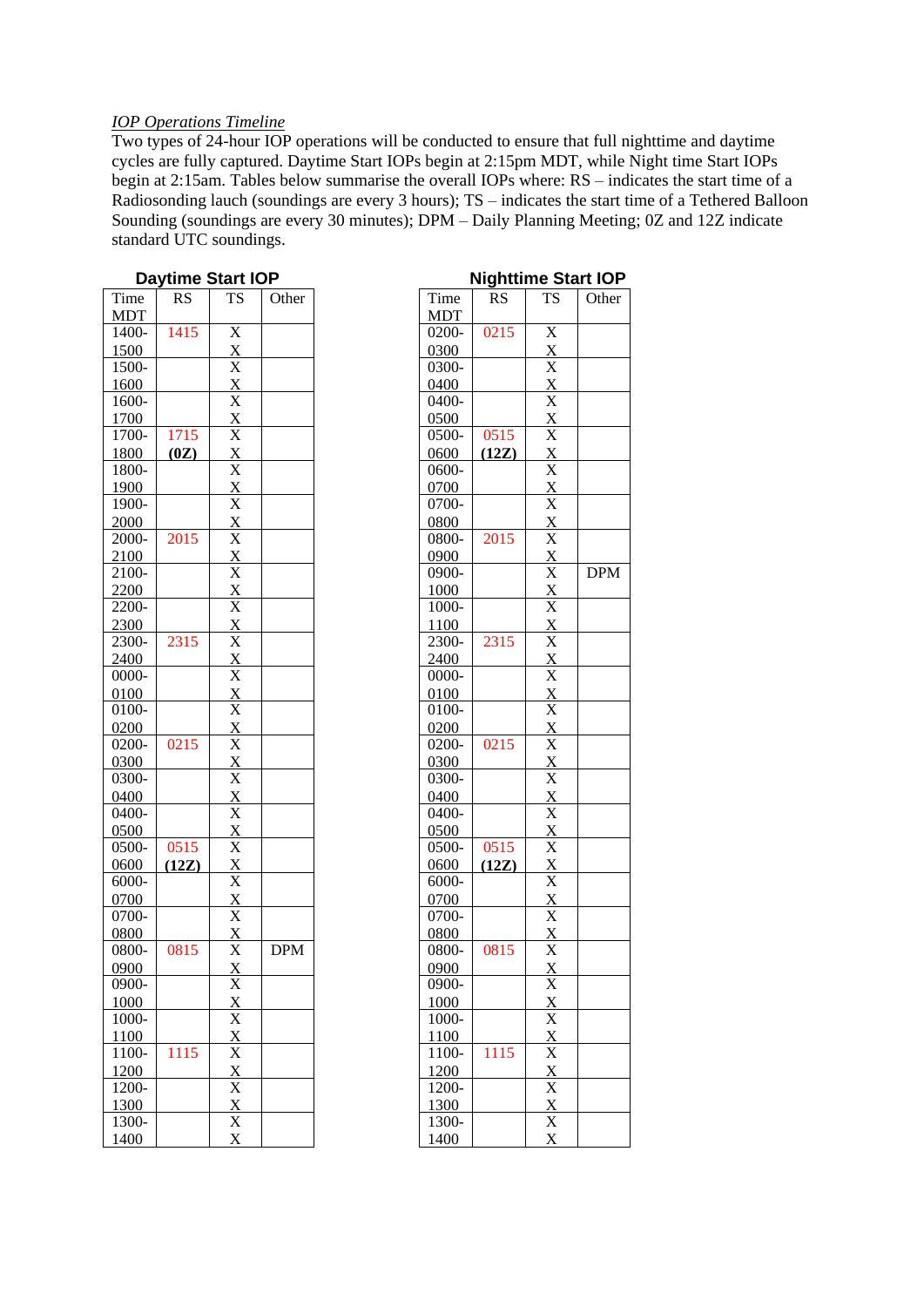*IOP Operations Timeline*

Two types of 24-hour IOP operations will be conducted to ensure that full nighttime and daytime cycles are fully captured. Daytime Start IOPs begin at 2:15pm MDT, while Night time Start IOPs begin at 2:15am. Tables below summarise the overall IOPs where: RS – indicates the start time of a Radiosonding lauch (soundings are every 3 hours); TS – indicates the start time of a Tethered Balloon Sounding (soundings are every 30 minutes); DPM – Daily Planning Meeting; 0Z and 12Z indicate standard UTC soundings.

**Daytime Start IOP**

| Time MDT | RS | TS | Other |
|---|---|---|---|
| 1400-1500 | 1415 | X X | |
| 1500-1600 | | X X | |
| 1600-1700 | | X X | |
| 1700-1800 | 1715 **(0Z)** | X X | |
| 1800-1900 | | X X | |
| 1900-2000 | | X X | |
| 2000-2100 | 2015 | X X | |
| 2100-2200 | | X X | |
| 2200-2300 | | X X | |
| 2300-2400 | 2315 | X X | |
| 0000-0100 | | X X | |
| 0100-0200 | | X X | |
| 0200-0300 | 0215 | X X | |
| 0300-0400 | | X X | |
| 0400-0500 | | X X | |
| 0500-0600 | 0515 **(12Z)** | X X | |
| 6000-0700 | | X X | |
| 0700-0800 | | X X | |
| 0800-0900 | 0815 | X X | DPM |
| 0900-1000 | | X X | |
| 1000-1100 | | X X | |
| 1100-1200 | 1115 | X X | |
| 1200-1300 | | X X | |
| 1300-1400 | | X X | |

**Nighttime Start IOP**

| Time MDT | RS | TS | Other |
|---|---|---|---|
| 0200-0300 | 0215 | X X | |
| 0300-0400 | | X X | |
| 0400-0500 | | X X | |
| 0500-0600 | 0515 **(12Z)** | X X | |
| 0600-0700 | | X X | |
| 0700-0800 | | X X | |
| 0800-0900 | 2015 | X X | |
| 0900-1000 | | X X | DPM |
| 1000-1100 | | X X | |
| 2300-2400 | 2315 | X X | |
| 0000-0100 | | X X | |
| 0100-0200 | | X X | |
| 0200-0300 | 0215 | X X | |
| 0300-0400 | | X X | |
| 0400-0500 | | X X | |
| 0500-0600 | 0515 **(12Z)** | X X | |
| 6000-0700 | | X X | |
| 0700-0800 | | X X | |
| 0800-0900 | 0815 | X X | |
| 0900-1000 | | X X | |
| 1000-1100 | | X X | |
| 1100-1200 | 1115 | X X | |
| 1200-1300 | | X X | |
| 1300-1400 | | X X | |